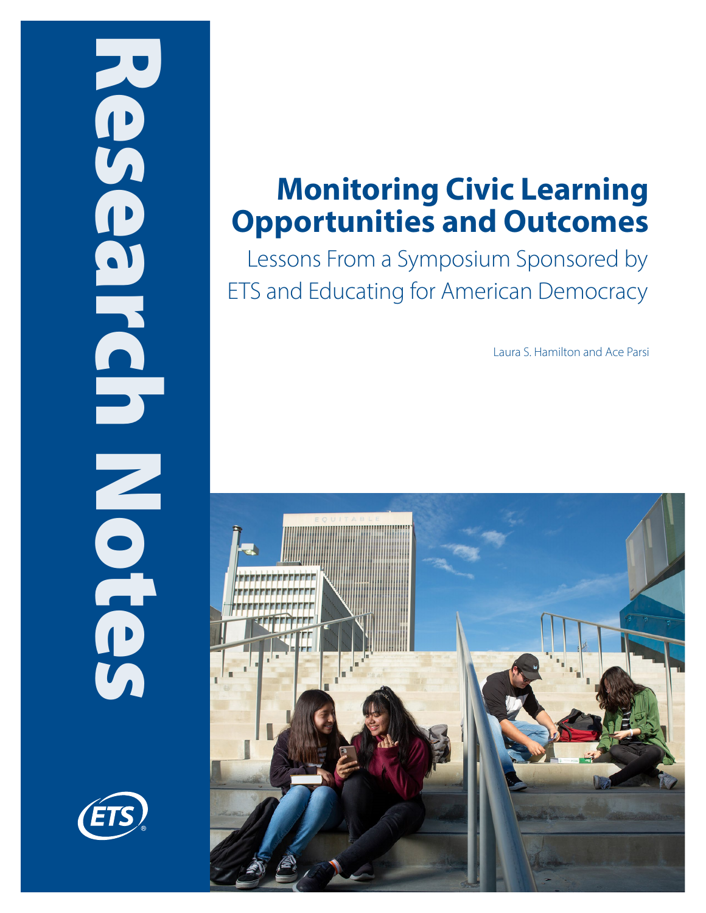Research Notes

# Monitoring Civic Learning Opportunities and Outcomes

## Lessons From a Symposium Sponsored by ETS and Educating for American Democracy

Laura S. Hamilton and Ace Parsi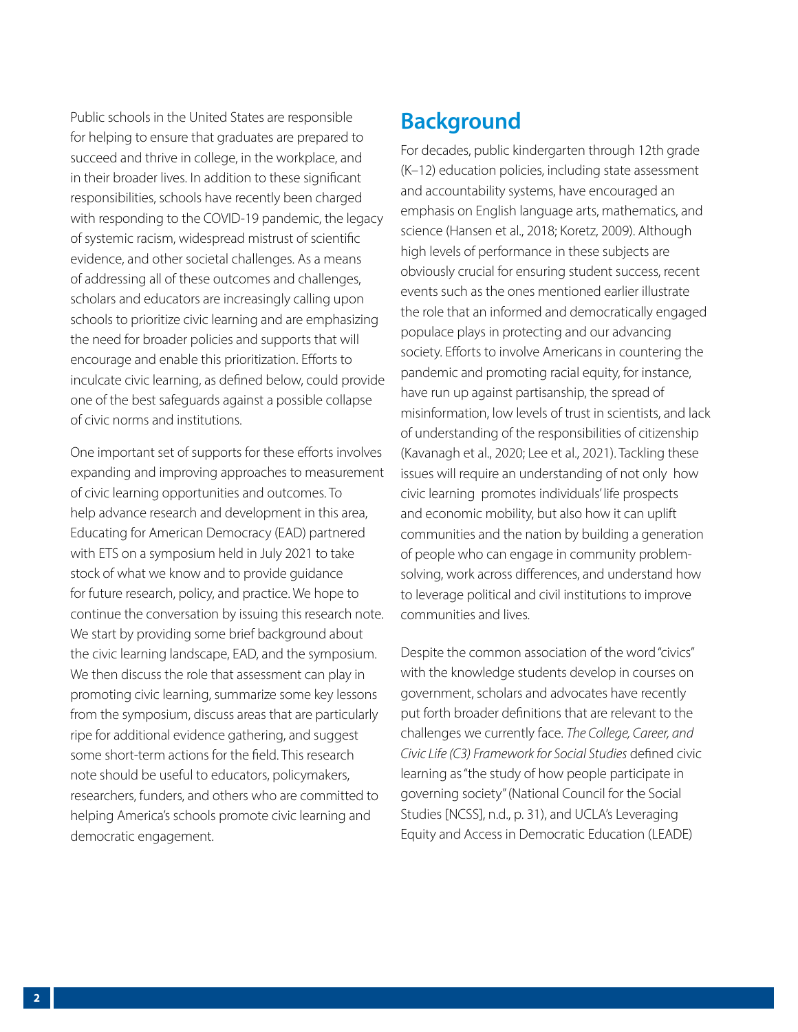Public schools in the United States are responsible for helping to ensure that graduates are prepared to succeed and thrive in college, in the workplace, and in their broader lives. In addition to these significant responsibilities, schools have recently been charged with responding to the COVID-19 pandemic, the legacy of systemic racism, widespread mistrust of scientific evidence, and other societal challenges. As a means of addressing all of these outcomes and challenges, scholars and educators are increasingly calling upon schools to prioritize civic learning and are emphasizing the need for broader policies and supports that will encourage and enable this prioritization. Efforts to inculcate civic learning, as defined below, could provide one of the best safeguards against a possible collapse of civic norms and institutions.

One important set of supports for these efforts involves expanding and improving approaches to measurement of civic learning opportunities and outcomes. To help advance research and development in this area, Educating for American Democracy (EAD) partnered with ETS on a symposium held in July 2021 to take stock of what we know and to provide guidance for future research, policy, and practice. We hope to continue the conversation by issuing this research note. We start by providing some brief background about the civic learning landscape, EAD, and the symposium. We then discuss the role that assessment can play in promoting civic learning, summarize some key lessons from the symposium, discuss areas that are particularly ripe for additional evidence gathering, and suggest some short-term actions for the field. This research note should be useful to educators, policymakers, researchers, funders, and others who are committed to helping America's schools promote civic learning and democratic engagement.

## Background

For decades, public kindergarten through 12th grade (K–12) education policies, including state assessment and accountability systems, have encouraged an emphasis on English language arts, mathematics, and science (Hansen et al., 2018; Koretz, 2009). Although high levels of performance in these subjects are obviously crucial for ensuring student success, recent events such as the ones mentioned earlier illustrate the role that an informed and democratically engaged populace plays in protecting and our advancing society. Efforts to involve Americans in countering the pandemic and promoting racial equity, for instance, have run up against partisanship, the spread of misinformation, low levels of trust in scientists, and lack of understanding of the responsibilities of citizenship (Kavanagh et al., 2020; Lee et al., 2021). Tackling these issues will require an understanding of not only how civic learning promotes individuals' life prospects and economic mobility, but also how it can uplift communities and the nation by building a generation of people who can engage in community problem-solving, work across differences, and understand how to leverage political and civil institutions to improve communities and lives.

Despite the common association of the word "civics" with the knowledge students develop in courses on government, scholars and advocates have recently put forth broader definitions that are relevant to the challenges we currently face. *The College, Career, and Civic Life (C3) Framework for Social Studies* defined civic learning as "the study of how people participate in governing society" (National Council for the Social Studies [NCSS], n.d., p. 31), and UCLA's Leveraging Equity and Access in Democratic Education (LEADE)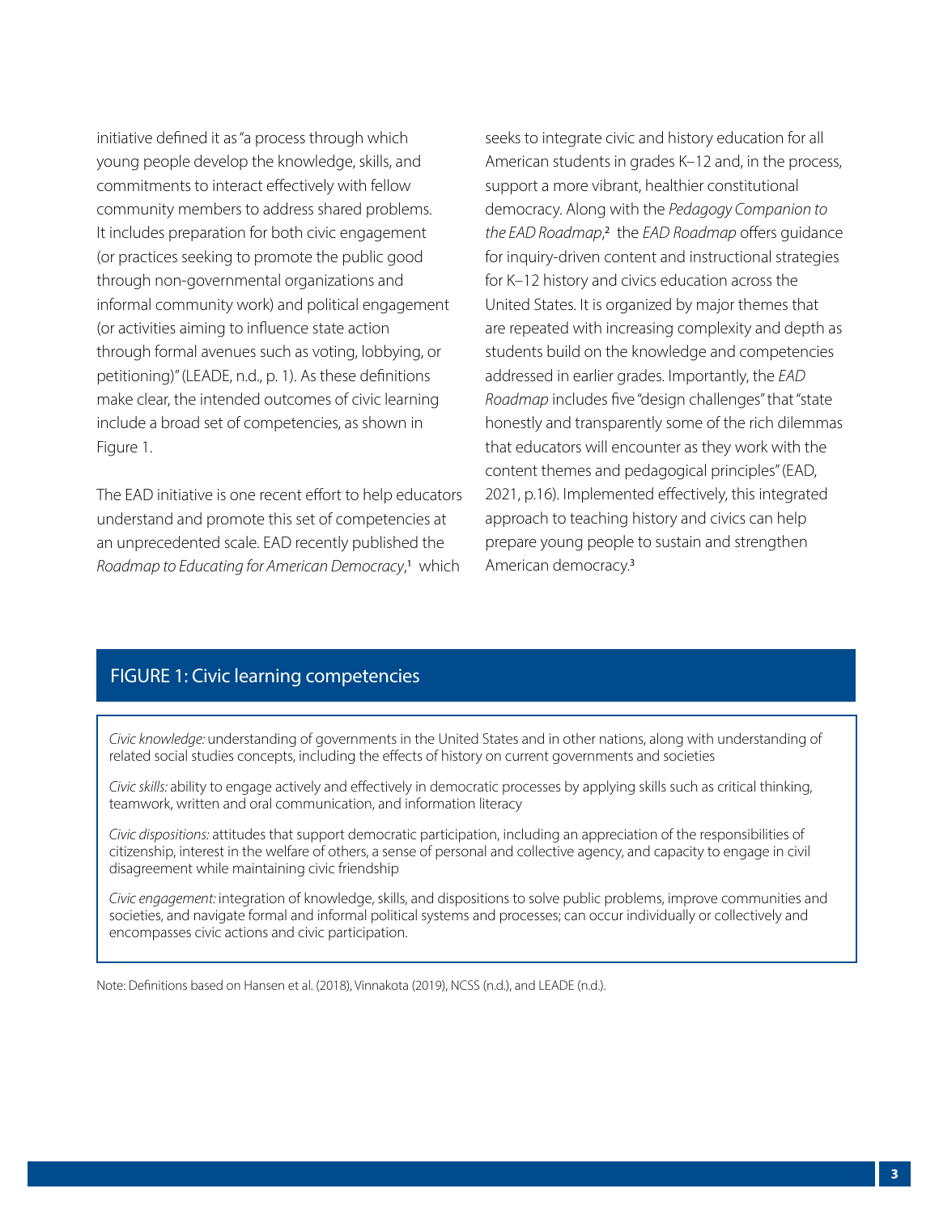initiative defined it as "a process through which young people develop the knowledge, skills, and commitments to interact effectively with fellow community members to address shared problems. It includes preparation for both civic engagement (or practices seeking to promote the public good through non-governmental organizations and informal community work) and political engagement (or activities aiming to influence state action through formal avenues such as voting, lobbying, or petitioning)" (LEADE, n.d., p. 1). As these definitions make clear, the intended outcomes of civic learning include a broad set of competencies, as shown in Figure 1.

The EAD initiative is one recent effort to help educators understand and promote this set of competencies at an unprecedented scale. EAD recently published the *Roadmap to Educating for American Democracy*,[1] which seeks to integrate civic and history education for all American students in grades K–12 and, in the process, support a more vibrant, healthier constitutional democracy. Along with the *Pedagogy Companion to the EAD Roadmap*,[2] the *EAD Roadmap* offers guidance for inquiry-driven content and instructional strategies for K–12 history and civics education across the United States. It is organized by major themes that are repeated with increasing complexity and depth as students build on the knowledge and competencies addressed in earlier grades. Importantly, the *EAD Roadmap* includes five "design challenges" that "state honestly and transparently some of the rich dilemmas that educators will encounter as they work with the content themes and pedagogical principles" (EAD, 2021, p.16). Implemented effectively, this integrated approach to teaching history and civics can help prepare young people to sustain and strengthen American democracy.[3]

## FIGURE 1: Civic learning competencies

*Civic knowledge:* understanding of governments in the United States and in other nations, along with understanding of related social studies concepts, including the effects of history on current governments and societies

*Civic skills:* ability to engage actively and effectively in democratic processes by applying skills such as critical thinking, teamwork, written and oral communication, and information literacy

*Civic dispositions:* attitudes that support democratic participation, including an appreciation of the responsibilities of citizenship, interest in the welfare of others, a sense of personal and collective agency, and capacity to engage in civil disagreement while maintaining civic friendship

*Civic engagement:* integration of knowledge, skills, and dispositions to solve public problems, improve communities and societies, and navigate formal and informal political systems and processes; can occur individually or collectively and encompasses civic actions and civic participation.

Note: Definitions based on Hansen et al. (2018), Vinnakota (2019), NCSS (n.d.), and LEADE (n.d.).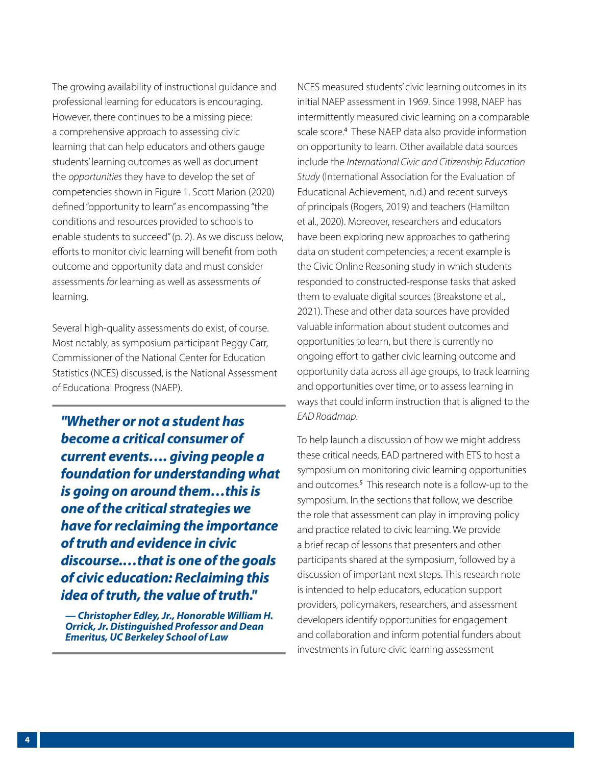The growing availability of instructional guidance and professional learning for educators is encouraging. However, there continues to be a missing piece: a comprehensive approach to assessing civic learning that can help educators and others gauge students' learning outcomes as well as document the *opportunities* they have to develop the set of competencies shown in Figure 1. Scott Marion (2020) defined "opportunity to learn" as encompassing "the conditions and resources provided to schools to enable students to succeed" (p. 2). As we discuss below, efforts to monitor civic learning will benefit from both outcome and opportunity data and must consider assessments *for* learning as well as assessments *of* learning.

Several high-quality assessments do exist, of course. Most notably, as symposium participant Peggy Carr, Commissioner of the National Center for Education Statistics (NCES) discussed, is the National Assessment of Educational Progress (NAEP).

> ***"Whether or not a student has become a critical consumer of current events.... giving people a foundation for understanding what is going on around them...this is one of the critical strategies we have for reclaiming the importance of truth and evidence in civic discourse....that is one of the goals of civic education: Reclaiming this idea of truth, the value of truth."***
>
> ***— Christopher Edley, Jr., Honorable William H. Orrick, Jr. Distinguished Professor and Dean Emeritus, UC Berkeley School of Law***

NCES measured students' civic learning outcomes in its initial NAEP assessment in 1969. Since 1998, NAEP has intermittently measured civic learning on a comparable scale score.[4] These NAEP data also provide information on opportunity to learn. Other available data sources include the *International Civic and Citizenship Education Study* (International Association for the Evaluation of Educational Achievement, n.d.) and recent surveys of principals (Rogers, 2019) and teachers (Hamilton et al., 2020). Moreover, researchers and educators have been exploring new approaches to gathering data on student competencies; a recent example is the Civic Online Reasoning study in which students responded to constructed-response tasks that asked them to evaluate digital sources (Breakstone et al., 2021). These and other data sources have provided valuable information about student outcomes and opportunities to learn, but there is currently no ongoing effort to gather civic learning outcome and opportunity data across all age groups, to track learning and opportunities over time, or to assess learning in ways that could inform instruction that is aligned to the *EAD Roadmap*.

To help launch a discussion of how we might address these critical needs, EAD partnered with ETS to host a symposium on monitoring civic learning opportunities and outcomes.[5] This research note is a follow-up to the symposium. In the sections that follow, we describe the role that assessment can play in improving policy and practice related to civic learning. We provide a brief recap of lessons that presenters and other participants shared at the symposium, followed by a discussion of important next steps. This research note is intended to help educators, education support providers, policymakers, researchers, and assessment developers identify opportunities for engagement and collaboration and inform potential funders about investments in future civic learning assessment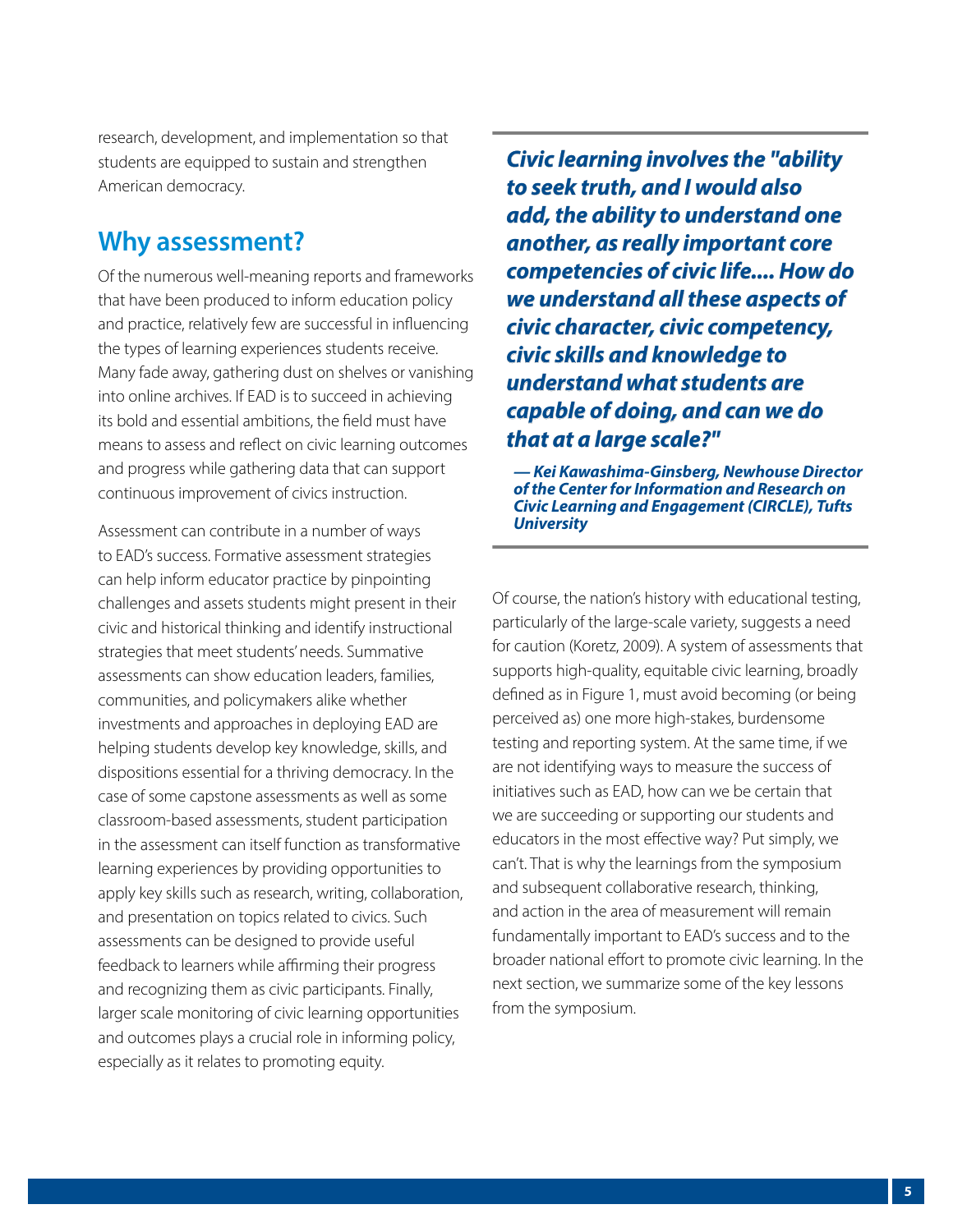research, development, and implementation so that students are equipped to sustain and strengthen American democracy.

## Why assessment?

Of the numerous well-meaning reports and frameworks that have been produced to inform education policy and practice, relatively few are successful in influencing the types of learning experiences students receive. Many fade away, gathering dust on shelves or vanishing into online archives. If EAD is to succeed in achieving its bold and essential ambitions, the field must have means to assess and reflect on civic learning outcomes and progress while gathering data that can support continuous improvement of civics instruction.

Assessment can contribute in a number of ways to EAD's success. Formative assessment strategies can help inform educator practice by pinpointing challenges and assets students might present in their civic and historical thinking and identify instructional strategies that meet students' needs. Summative assessments can show education leaders, families, communities, and policymakers alike whether investments and approaches in deploying EAD are helping students develop key knowledge, skills, and dispositions essential for a thriving democracy. In the case of some capstone assessments as well as some classroom-based assessments, student participation in the assessment can itself function as transformative learning experiences by providing opportunities to apply key skills such as research, writing, collaboration, and presentation on topics related to civics. Such assessments can be designed to provide useful feedback to learners while affirming their progress and recognizing them as civic participants. Finally, larger scale monitoring of civic learning opportunities and outcomes plays a crucial role in informing policy, especially as it relates to promoting equity.

> ***Civic learning involves the "ability to seek truth, and I would also add, the ability to understand one another, as really important core competencies of civic life.... How do we understand all these aspects of civic character, civic competency, civic skills and knowledge to understand what students are capable of doing, and can we do that at a large scale?"***
>
> ***— Kei Kawashima-Ginsberg, Newhouse Director of the Center for Information and Research on Civic Learning and Engagement (CIRCLE), Tufts University***

Of course, the nation's history with educational testing, particularly of the large-scale variety, suggests a need for caution (Koretz, 2009). A system of assessments that supports high-quality, equitable civic learning, broadly defined as in Figure 1, must avoid becoming (or being perceived as) one more high-stakes, burdensome testing and reporting system. At the same time, if we are not identifying ways to measure the success of initiatives such as EAD, how can we be certain that we are succeeding or supporting our students and educators in the most effective way? Put simply, we can't. That is why the learnings from the symposium and subsequent collaborative research, thinking, and action in the area of measurement will remain fundamentally important to EAD's success and to the broader national effort to promote civic learning. In the next section, we summarize some of the key lessons from the symposium.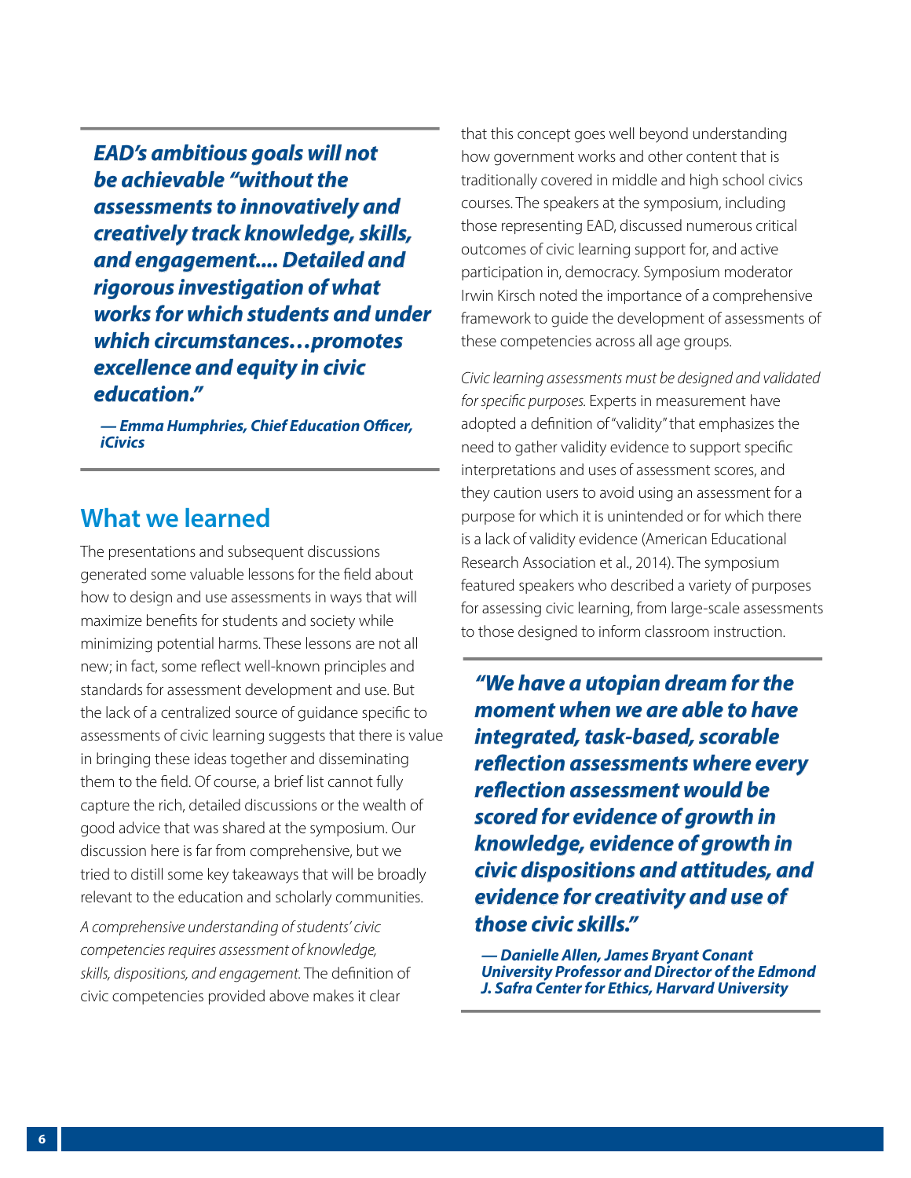> ***EAD's ambitious goals will not be achievable "without the assessments to innovatively and creatively track knowledge, skills, and engagement.... Detailed and rigorous investigation of what works for which students and under which circumstances…promotes excellence and equity in civic education."***
>
> ***— Emma Humphries, Chief Education Officer, iCivics***

## What we learned

The presentations and subsequent discussions generated some valuable lessons for the field about how to design and use assessments in ways that will maximize benefits for students and society while minimizing potential harms. These lessons are not all new; in fact, some reflect well-known principles and standards for assessment development and use. But the lack of a centralized source of guidance specific to assessments of civic learning suggests that there is value in bringing these ideas together and disseminating them to the field. Of course, a brief list cannot fully capture the rich, detailed discussions or the wealth of good advice that was shared at the symposium. Our discussion here is far from comprehensive, but we tried to distill some key takeaways that will be broadly relevant to the education and scholarly communities.

*A comprehensive understanding of students' civic competencies requires assessment of knowledge, skills, dispositions, and engagement.* The definition of civic competencies provided above makes it clear that this concept goes well beyond understanding how government works and other content that is traditionally covered in middle and high school civics courses. The speakers at the symposium, including those representing EAD, discussed numerous critical outcomes of civic learning support for, and active participation in, democracy. Symposium moderator Irwin Kirsch noted the importance of a comprehensive framework to guide the development of assessments of these competencies across all age groups.

*Civic learning assessments must be designed and validated for specific purposes.* Experts in measurement have adopted a definition of "validity" that emphasizes the need to gather validity evidence to support specific interpretations and uses of assessment scores, and they caution users to avoid using an assessment for a purpose for which it is unintended or for which there is a lack of validity evidence (American Educational Research Association et al., 2014). The symposium featured speakers who described a variety of purposes for assessing civic learning, from large-scale assessments to those designed to inform classroom instruction.

> ***"We have a utopian dream for the moment when we are able to have integrated, task-based, scorable reflection assessments where every reflection assessment would be scored for evidence of growth in knowledge, evidence of growth in civic dispositions and attitudes, and evidence for creativity and use of those civic skills."***
>
> ***— Danielle Allen, James Bryant Conant University Professor and Director of the Edmond J. Safra Center for Ethics, Harvard University***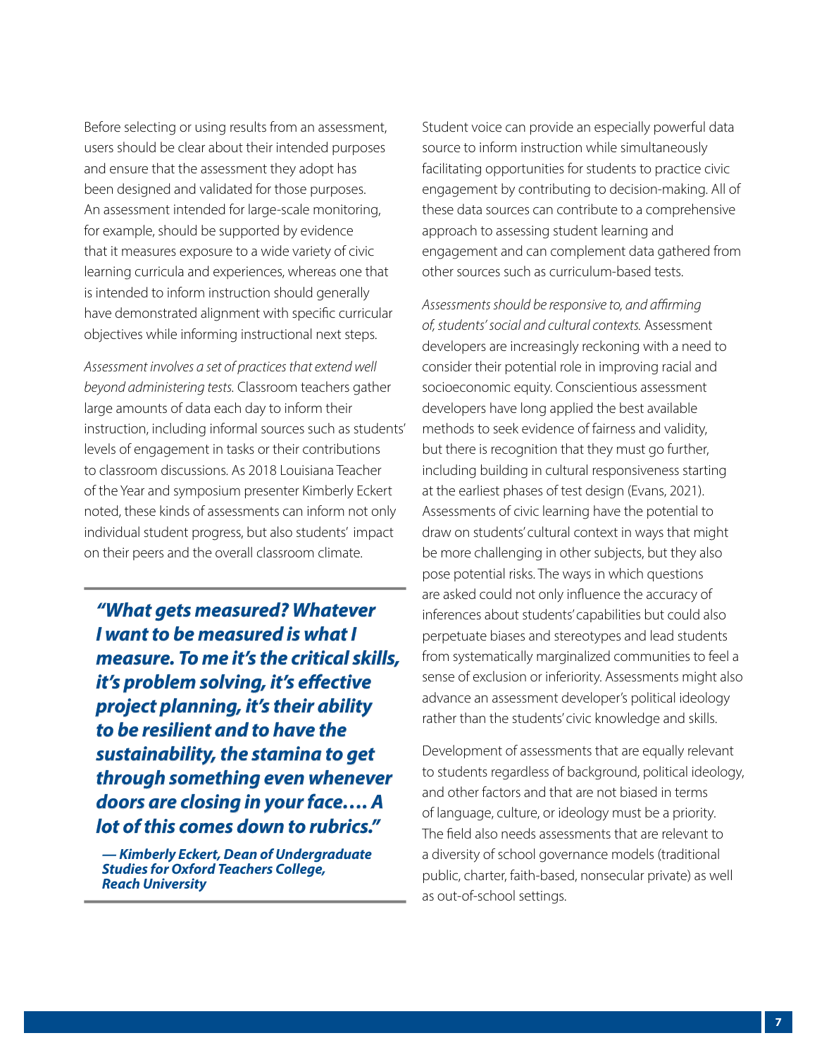Before selecting or using results from an assessment, users should be clear about their intended purposes and ensure that the assessment they adopt has been designed and validated for those purposes. An assessment intended for large-scale monitoring, for example, should be supported by evidence that it measures exposure to a wide variety of civic learning curricula and experiences, whereas one that is intended to inform instruction should generally have demonstrated alignment with specific curricular objectives while informing instructional next steps.

*Assessment involves a set of practices that extend well beyond administering tests.* Classroom teachers gather large amounts of data each day to inform their instruction, including informal sources such as students' levels of engagement in tasks or their contributions to classroom discussions. As 2018 Louisiana Teacher of the Year and symposium presenter Kimberly Eckert noted, these kinds of assessments can inform not only individual student progress, but also students' impact on their peers and the overall classroom climate.

> ***"What gets measured? Whatever I want to be measured is what I measure. To me it's the critical skills, it's problem solving, it's effective project planning, it's their ability to be resilient and to have the sustainability, the stamina to get through something even whenever doors are closing in your face.… A lot of this comes down to rubrics."***
>
> ***— Kimberly Eckert, Dean of Undergraduate Studies for Oxford Teachers College, Reach University***

Student voice can provide an especially powerful data source to inform instruction while simultaneously facilitating opportunities for students to practice civic engagement by contributing to decision-making. All of these data sources can contribute to a comprehensive approach to assessing student learning and engagement and can complement data gathered from other sources such as curriculum-based tests.

*Assessments should be responsive to, and affirming of, students' social and cultural contexts.* Assessment developers are increasingly reckoning with a need to consider their potential role in improving racial and socioeconomic equity. Conscientious assessment developers have long applied the best available methods to seek evidence of fairness and validity, but there is recognition that they must go further, including building in cultural responsiveness starting at the earliest phases of test design (Evans, 2021). Assessments of civic learning have the potential to draw on students' cultural context in ways that might be more challenging in other subjects, but they also pose potential risks. The ways in which questions are asked could not only influence the accuracy of inferences about students' capabilities but could also perpetuate biases and stereotypes and lead students from systematically marginalized communities to feel a sense of exclusion or inferiority. Assessments might also advance an assessment developer's political ideology rather than the students' civic knowledge and skills.

Development of assessments that are equally relevant to students regardless of background, political ideology, and other factors and that are not biased in terms of language, culture, or ideology must be a priority. The field also needs assessments that are relevant to a diversity of school governance models (traditional public, charter, faith-based, nonsecular private) as well as out-of-school settings.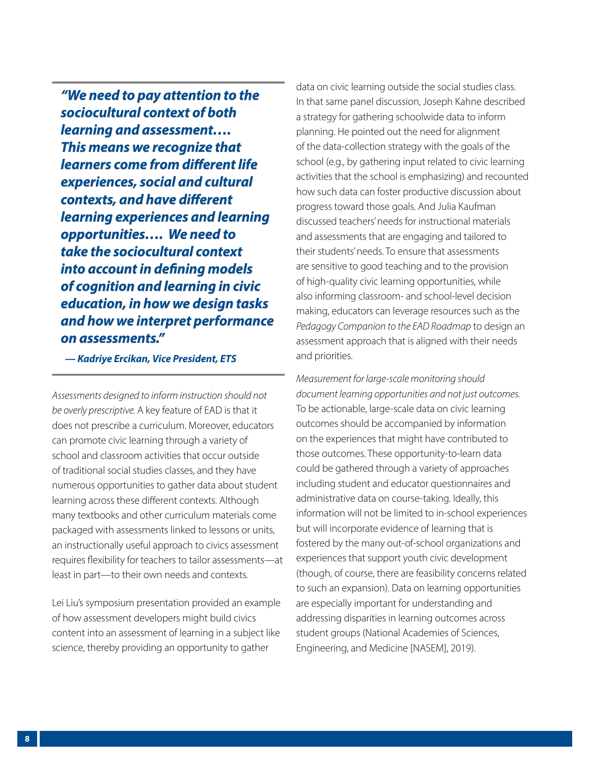> ***"We need to pay attention to the sociocultural context of both learning and assessment…. This means we recognize that learners come from different life experiences, social and cultural contexts, and have different learning experiences and learning opportunities…. We need to take the sociocultural context into account in defining models of cognition and learning in civic education, in how we design tasks and how we interpret performance on assessments."***
>
> ***— Kadriye Ercikan, Vice President, ETS***

*Assessments designed to inform instruction should not be overly prescriptive.* A key feature of EAD is that it does not prescribe a curriculum. Moreover, educators can promote civic learning through a variety of school and classroom activities that occur outside of traditional social studies classes, and they have numerous opportunities to gather data about student learning across these different contexts. Although many textbooks and other curriculum materials come packaged with assessments linked to lessons or units, an instructionally useful approach to civics assessment requires flexibility for teachers to tailor assessments—at least in part—to their own needs and contexts.

Lei Liu's symposium presentation provided an example of how assessment developers might build civics content into an assessment of learning in a subject like science, thereby providing an opportunity to gather data on civic learning outside the social studies class. In that same panel discussion, Joseph Kahne described a strategy for gathering schoolwide data to inform planning. He pointed out the need for alignment of the data-collection strategy with the goals of the school (e.g., by gathering input related to civic learning activities that the school is emphasizing) and recounted how such data can foster productive discussion about progress toward those goals. And Julia Kaufman discussed teachers' needs for instructional materials and assessments that are engaging and tailored to their students' needs. To ensure that assessments are sensitive to good teaching and to the provision of high-quality civic learning opportunities, while also informing classroom- and school-level decision making, educators can leverage resources such as the *Pedagogy Companion to the EAD Roadmap* to design an assessment approach that is aligned with their needs and priorities.

*Measurement for large-scale monitoring should document learning opportunities and not just outcomes.* To be actionable, large-scale data on civic learning outcomes should be accompanied by information on the experiences that might have contributed to those outcomes. These opportunity-to-learn data could be gathered through a variety of approaches including student and educator questionnaires and administrative data on course-taking. Ideally, this information will not be limited to in-school experiences but will incorporate evidence of learning that is fostered by the many out-of-school organizations and experiences that support youth civic development (though, of course, there are feasibility concerns related to such an expansion). Data on learning opportunities are especially important for understanding and addressing disparities in learning outcomes across student groups (National Academies of Sciences, Engineering, and Medicine [NASEM], 2019).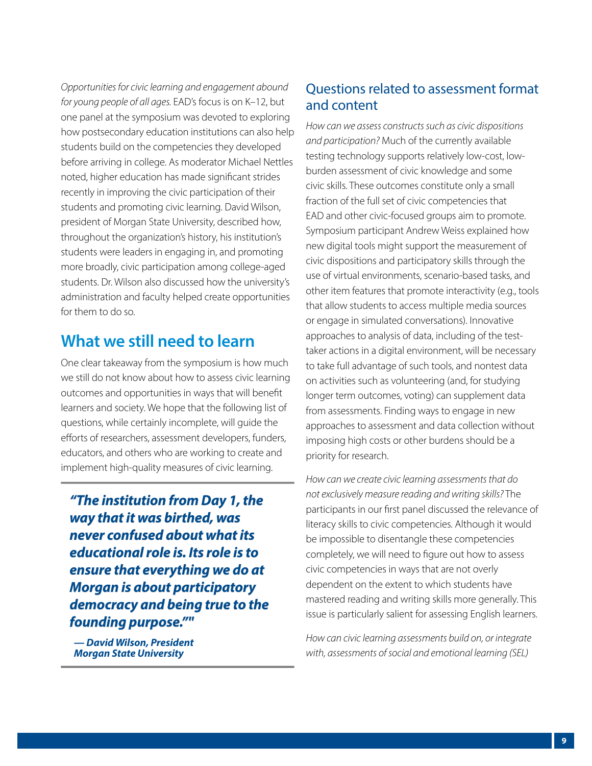*Opportunities for civic learning and engagement abound for young people of all ages.* EAD's focus is on K–12, but one panel at the symposium was devoted to exploring how postsecondary education institutions can also help students build on the competencies they developed before arriving in college. As moderator Michael Nettles noted, higher education has made significant strides recently in improving the civic participation of their students and promoting civic learning. David Wilson, president of Morgan State University, described how, throughout the organization's history, his institution's students were leaders in engaging in, and promoting more broadly, civic participation among college-aged students. Dr. Wilson also discussed how the university's administration and faculty helped create opportunities for them to do so.

## What we still need to learn

One clear takeaway from the symposium is how much we still do not know about how to assess civic learning outcomes and opportunities in ways that will benefit learners and society. We hope that the following list of questions, while certainly incomplete, will guide the efforts of researchers, assessment developers, funders, educators, and others who are working to create and implement high-quality measures of civic learning.

> ***"The institution from Day 1, the way that it was birthed, was never confused about what its educational role is. Its role is to ensure that everything we do at Morgan is about participatory democracy and being true to the founding purpose.""***
>
> ***— David Wilson, President Morgan State University***

### Questions related to assessment format and content

*How can we assess constructs such as civic dispositions and participation?* Much of the currently available testing technology supports relatively low-cost, low-burden assessment of civic knowledge and some civic skills. These outcomes constitute only a small fraction of the full set of civic competencies that EAD and other civic-focused groups aim to promote. Symposium participant Andrew Weiss explained how new digital tools might support the measurement of civic dispositions and participatory skills through the use of virtual environments, scenario-based tasks, and other item features that promote interactivity (e.g., tools that allow students to access multiple media sources or engage in simulated conversations). Innovative approaches to analysis of data, including of the test-taker actions in a digital environment, will be necessary to take full advantage of such tools, and nontest data on activities such as volunteering (and, for studying longer term outcomes, voting) can supplement data from assessments. Finding ways to engage in new approaches to assessment and data collection without imposing high costs or other burdens should be a priority for research.

*How can we create civic learning assessments that do not exclusively measure reading and writing skills?* The participants in our first panel discussed the relevance of literacy skills to civic competencies. Although it would be impossible to disentangle these competencies completely, we will need to figure out how to assess civic competencies in ways that are not overly dependent on the extent to which students have mastered reading and writing skills more generally. This issue is particularly salient for assessing English learners.

*How can civic learning assessments build on, or integrate with, assessments of social and emotional learning (SEL)*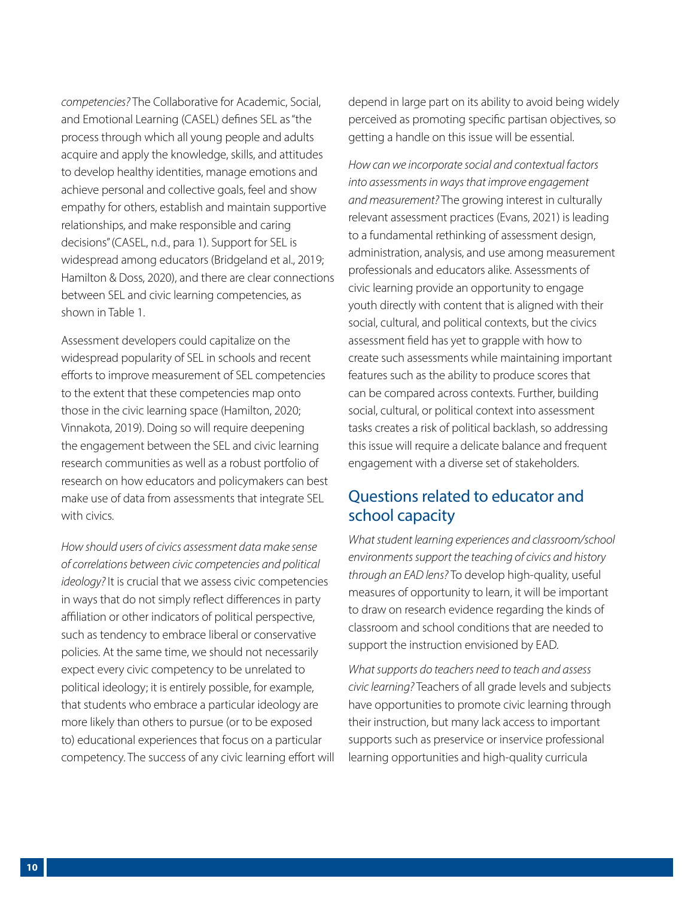*competencies?* The Collaborative for Academic, Social, and Emotional Learning (CASEL) defines SEL as "the process through which all young people and adults acquire and apply the knowledge, skills, and attitudes to develop healthy identities, manage emotions and achieve personal and collective goals, feel and show empathy for others, establish and maintain supportive relationships, and make responsible and caring decisions" (CASEL, n.d., para 1). Support for SEL is widespread among educators (Bridgeland et al., 2019; Hamilton & Doss, 2020), and there are clear connections between SEL and civic learning competencies, as shown in Table 1.

Assessment developers could capitalize on the widespread popularity of SEL in schools and recent efforts to improve measurement of SEL competencies to the extent that these competencies map onto those in the civic learning space (Hamilton, 2020; Vinnakota, 2019). Doing so will require deepening the engagement between the SEL and civic learning research communities as well as a robust portfolio of research on how educators and policymakers can best make use of data from assessments that integrate SEL with civics.

*How should users of civics assessment data make sense of correlations between civic competencies and political ideology?* It is crucial that we assess civic competencies in ways that do not simply reflect differences in party affiliation or other indicators of political perspective, such as tendency to embrace liberal or conservative policies. At the same time, we should not necessarily expect every civic competency to be unrelated to political ideology; it is entirely possible, for example, that students who embrace a particular ideology are more likely than others to pursue (or to be exposed to) educational experiences that focus on a particular competency. The success of any civic learning effort will depend in large part on its ability to avoid being widely perceived as promoting specific partisan objectives, so getting a handle on this issue will be essential.

*How can we incorporate social and contextual factors into assessments in ways that improve engagement and measurement?* The growing interest in culturally relevant assessment practices (Evans, 2021) is leading to a fundamental rethinking of assessment design, administration, analysis, and use among measurement professionals and educators alike. Assessments of civic learning provide an opportunity to engage youth directly with content that is aligned with their social, cultural, and political contexts, but the civics assessment field has yet to grapple with how to create such assessments while maintaining important features such as the ability to produce scores that can be compared across contexts. Further, building social, cultural, or political context into assessment tasks creates a risk of political backlash, so addressing this issue will require a delicate balance and frequent engagement with a diverse set of stakeholders.

## Questions related to educator and school capacity

*What student learning experiences and classroom/school environments support the teaching of civics and history through an EAD lens?* To develop high-quality, useful measures of opportunity to learn, it will be important to draw on research evidence regarding the kinds of classroom and school conditions that are needed to support the instruction envisioned by EAD.

*What supports do teachers need to teach and assess civic learning?* Teachers of all grade levels and subjects have opportunities to promote civic learning through their instruction, but many lack access to important supports such as preservice or inservice professional learning opportunities and high-quality curricula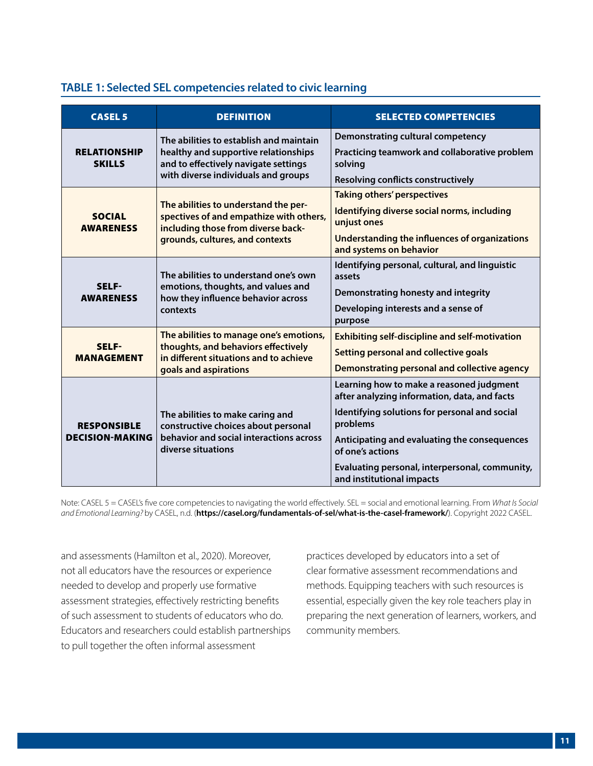### TABLE 1: Selected SEL competencies related to civic learning

| CASEL 5 | DEFINITION | SELECTED COMPETENCIES |
|---|---|---|
| **RELATIONSHIP SKILLS** | The abilities to establish and maintain healthy and supportive relationships and to effectively navigate settings with diverse individuals and groups | Demonstrating cultural competency<br>Practicing teamwork and collaborative problem solving<br>Resolving conflicts constructively |
| **SOCIAL AWARENESS** | The abilities to understand the perspectives of and empathize with others, including those from diverse backgrounds, cultures, and contexts | Taking others' perspectives<br>Identifying diverse social norms, including unjust ones<br>Understanding the influences of organizations and systems on behavior |
| **SELF-AWARENESS** | The abilities to understand one's own emotions, thoughts, and values and how they influence behavior across contexts | Identifying personal, cultural, and linguistic assets<br>Demonstrating honesty and integrity<br>Developing interests and a sense of purpose |
| **SELF-MANAGEMENT** | The abilities to manage one's emotions, thoughts, and behaviors effectively in different situations and to achieve goals and aspirations | Exhibiting self-discipline and self-motivation<br>Setting personal and collective goals<br>Demonstrating personal and collective agency |
| **RESPONSIBLE DECISION-MAKING** | The abilities to make caring and constructive choices about personal behavior and social interactions across diverse situations | Learning how to make a reasoned judgment after analyzing information, data, and facts<br>Identifying solutions for personal and social problems<br>Anticipating and evaluating the consequences of one's actions<br>Evaluating personal, interpersonal, community, and institutional impacts |

Note: CASEL 5 = CASEL's five core competencies to navigating the world effectively. SEL = social and emotional learning. From *What Is Social and Emotional Learning?* by CASEL, n.d. (**https://casel.org/fundamentals-of-sel/what-is-the-casel-framework/**). Copyright 2022 CASEL.

and assessments (Hamilton et al., 2020). Moreover, not all educators have the resources or experience needed to develop and properly use formative assessment strategies, effectively restricting benefits of such assessment to students of educators who do. Educators and researchers could establish partnerships to pull together the often informal assessment practices developed by educators into a set of clear formative assessment recommendations and methods. Equipping teachers with such resources is essential, especially given the key role teachers play in preparing the next generation of learners, workers, and community members.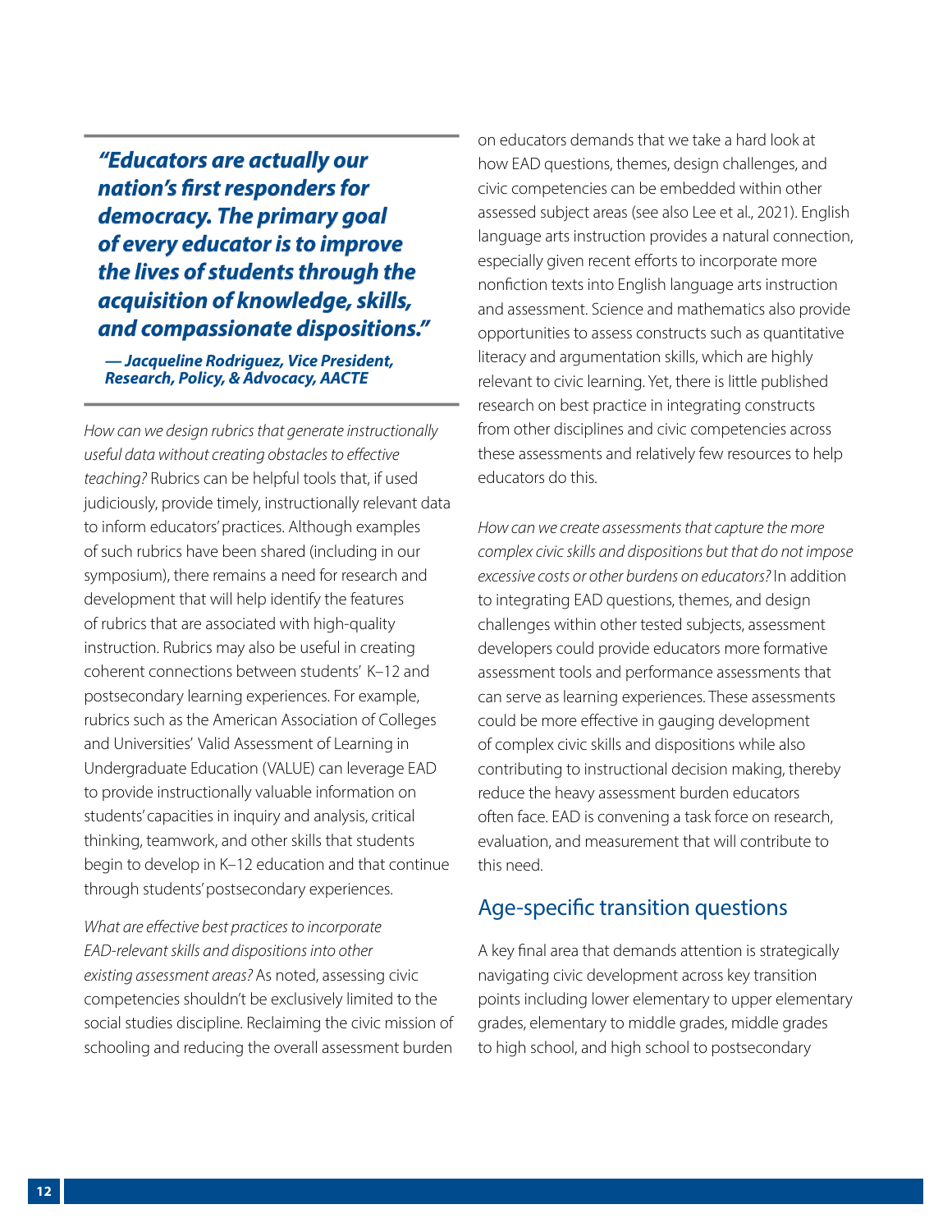> ***"Educators are actually our nation's first responders for democracy. The primary goal of every educator is to improve the lives of students through the acquisition of knowledge, skills, and compassionate dispositions."***
>
> ***— Jacqueline Rodriguez, Vice President, Research, Policy, & Advocacy, AACTE***

*How can we design rubrics that generate instructionally useful data without creating obstacles to effective teaching?* Rubrics can be helpful tools that, if used judiciously, provide timely, instructionally relevant data to inform educators' practices. Although examples of such rubrics have been shared (including in our symposium), there remains a need for research and development that will help identify the features of rubrics that are associated with high-quality instruction. Rubrics may also be useful in creating coherent connections between students' K–12 and postsecondary learning experiences. For example, rubrics such as the American Association of Colleges and Universities' Valid Assessment of Learning in Undergraduate Education (VALUE) can leverage EAD to provide instructionally valuable information on students' capacities in inquiry and analysis, critical thinking, teamwork, and other skills that students begin to develop in K–12 education and that continue through students' postsecondary experiences.

*What are effective best practices to incorporate EAD-relevant skills and dispositions into other existing assessment areas?* As noted, assessing civic competencies shouldn't be exclusively limited to the social studies discipline. Reclaiming the civic mission of schooling and reducing the overall assessment burden on educators demands that we take a hard look at how EAD questions, themes, design challenges, and civic competencies can be embedded within other assessed subject areas (see also Lee et al., 2021). English language arts instruction provides a natural connection, especially given recent efforts to incorporate more nonfiction texts into English language arts instruction and assessment. Science and mathematics also provide opportunities to assess constructs such as quantitative literacy and argumentation skills, which are highly relevant to civic learning. Yet, there is little published research on best practice in integrating constructs from other disciplines and civic competencies across these assessments and relatively few resources to help educators do this.

*How can we create assessments that capture the more complex civic skills and dispositions but that do not impose excessive costs or other burdens on educators?* In addition to integrating EAD questions, themes, and design challenges within other tested subjects, assessment developers could provide educators more formative assessment tools and performance assessments that can serve as learning experiences. These assessments could be more effective in gauging development of complex civic skills and dispositions while also contributing to instructional decision making, thereby reduce the heavy assessment burden educators often face. EAD is convening a task force on research, evaluation, and measurement that will contribute to this need.

## Age-specific transition questions

A key final area that demands attention is strategically navigating civic development across key transition points including lower elementary to upper elementary grades, elementary to middle grades, middle grades to high school, and high school to postsecondary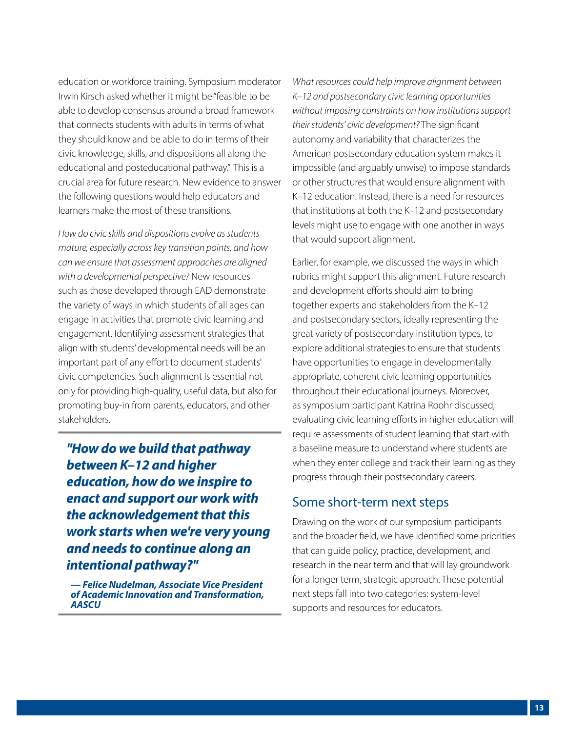education or workforce training. Symposium moderator Irwin Kirsch asked whether it might be "feasible to be able to develop consensus around a broad framework that connects students with adults in terms of what they should know and be able to do in terms of their civic knowledge, skills, and dispositions all along the educational and posteducational pathway." This is a crucial area for future research. New evidence to answer the following questions would help educators and learners make the most of these transitions.

*How do civic skills and dispositions evolve as students mature, especially across key transition points, and how can we ensure that assessment approaches are aligned with a developmental perspective?* New resources such as those developed through EAD demonstrate the variety of ways in which students of all ages can engage in activities that promote civic learning and engagement. Identifying assessment strategies that align with students' developmental needs will be an important part of any effort to document students' civic competencies. Such alignment is essential not only for providing high-quality, useful data, but also for promoting buy-in from parents, educators, and other stakeholders.

> ***"How do we build that pathway between K–12 and higher education, how do we inspire to enact and support our work with the acknowledgement that this work starts when we're very young and needs to continue along an intentional pathway?"***
>
> ***— Felice Nudelman, Associate Vice President of Academic Innovation and Transformation, AASCU***

*What resources could help improve alignment between K–12 and postsecondary civic learning opportunities without imposing constraints on how institutions support their students' civic development?* The significant autonomy and variability that characterizes the American postsecondary education system makes it impossible (and arguably unwise) to impose standards or other structures that would ensure alignment with K–12 education. Instead, there is a need for resources that institutions at both the K–12 and postsecondary levels might use to engage with one another in ways that would support alignment.

Earlier, for example, we discussed the ways in which rubrics might support this alignment. Future research and development efforts should aim to bring together experts and stakeholders from the K–12 and postsecondary sectors, ideally representing the great variety of postsecondary institution types, to explore additional strategies to ensure that students have opportunities to engage in developmentally appropriate, coherent civic learning opportunities throughout their educational journeys. Moreover, as symposium participant Katrina Roohr discussed, evaluating civic learning efforts in higher education will require assessments of student learning that start with a baseline measure to understand where students are when they enter college and track their learning as they progress through their postsecondary careers.

## Some short-term next steps

Drawing on the work of our symposium participants and the broader field, we have identified some priorities that can guide policy, practice, development, and research in the near term and that will lay groundwork for a longer term, strategic approach. These potential next steps fall into two categories: system-level supports and resources for educators.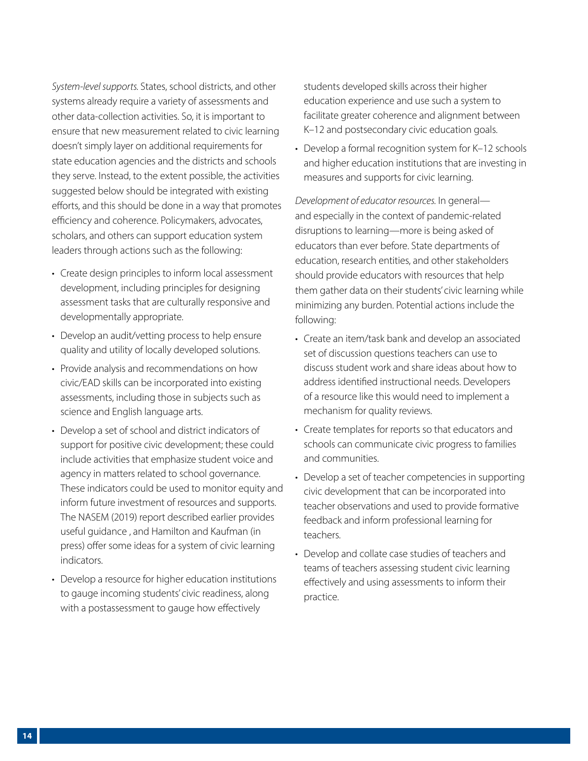*System-level supports.* States, school districts, and other systems already require a variety of assessments and other data-collection activities. So, it is important to ensure that new measurement related to civic learning doesn't simply layer on additional requirements for state education agencies and the districts and schools they serve. Instead, to the extent possible, the activities suggested below should be integrated with existing efforts, and this should be done in a way that promotes efficiency and coherence. Policymakers, advocates, scholars, and others can support education system leaders through actions such as the following:

- Create design principles to inform local assessment development, including principles for designing assessment tasks that are culturally responsive and developmentally appropriate.
- Develop an audit/vetting process to help ensure quality and utility of locally developed solutions.
- Provide analysis and recommendations on how civic/EAD skills can be incorporated into existing assessments, including those in subjects such as science and English language arts.
- Develop a set of school and district indicators of support for positive civic development; these could include activities that emphasize student voice and agency in matters related to school governance. These indicators could be used to monitor equity and inform future investment of resources and supports. The NASEM (2019) report described earlier provides useful guidance , and Hamilton and Kaufman (in press) offer some ideas for a system of civic learning indicators.
- Develop a resource for higher education institutions to gauge incoming students' civic readiness, along with a postassessment to gauge how effectively students developed skills across their higher education experience and use such a system to facilitate greater coherence and alignment between K–12 and postsecondary civic education goals.
- Develop a formal recognition system for K–12 schools and higher education institutions that are investing in measures and supports for civic learning.

*Development of educator resources.* In general—and especially in the context of pandemic-related disruptions to learning—more is being asked of educators than ever before. State departments of education, research entities, and other stakeholders should provide educators with resources that help them gather data on their students' civic learning while minimizing any burden. Potential actions include the following:

- Create an item/task bank and develop an associated set of discussion questions teachers can use to discuss student work and share ideas about how to address identified instructional needs. Developers of a resource like this would need to implement a mechanism for quality reviews.
- Create templates for reports so that educators and schools can communicate civic progress to families and communities.
- Develop a set of teacher competencies in supporting civic development that can be incorporated into teacher observations and used to provide formative feedback and inform professional learning for teachers.
- Develop and collate case studies of teachers and teams of teachers assessing student civic learning effectively and using assessments to inform their practice.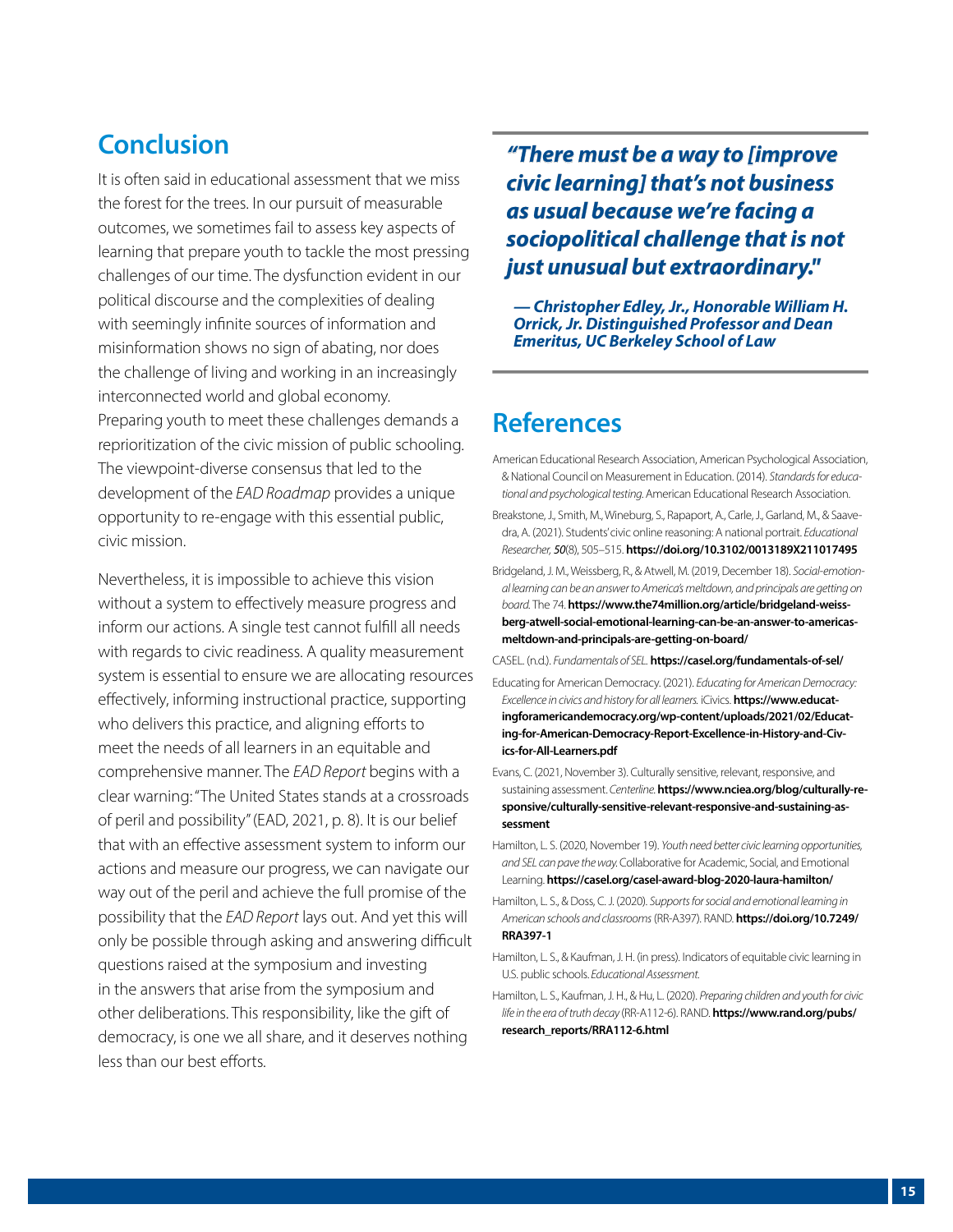## Conclusion

It is often said in educational assessment that we miss the forest for the trees. In our pursuit of measurable outcomes, we sometimes fail to assess key aspects of learning that prepare youth to tackle the most pressing challenges of our time. The dysfunction evident in our political discourse and the complexities of dealing with seemingly infinite sources of information and misinformation shows no sign of abating, nor does the challenge of living and working in an increasingly interconnected world and global economy. Preparing youth to meet these challenges demands a reprioritization of the civic mission of public schooling. The viewpoint-diverse consensus that led to the development of the *EAD Roadmap* provides a unique opportunity to re-engage with this essential public, civic mission.

Nevertheless, it is impossible to achieve this vision without a system to effectively measure progress and inform our actions. A single test cannot fulfill all needs with regards to civic readiness. A quality measurement system is essential to ensure we are allocating resources effectively, informing instructional practice, supporting who delivers this practice, and aligning efforts to meet the needs of all learners in an equitable and comprehensive manner. The *EAD Report* begins with a clear warning: "The United States stands at a crossroads of peril and possibility" (EAD, 2021, p. 8). It is our belief that with an effective assessment system to inform our actions and measure our progress, we can navigate our way out of the peril and achieve the full promise of the possibility that the *EAD Report* lays out. And yet this will only be possible through asking and answering difficult questions raised at the symposium and investing in the answers that arise from the symposium and other deliberations. This responsibility, like the gift of democracy, is one we all share, and it deserves nothing less than our best efforts.

> ***"There must be a way to [improve civic learning] that's not business as usual because we're facing a sociopolitical challenge that is not just unusual but extraordinary."***
>
> ***— Christopher Edley, Jr., Honorable William H. Orrick, Jr. Distinguished Professor and Dean Emeritus, UC Berkeley School of Law***

## References

American Educational Research Association, American Psychological Association, & National Council on Measurement in Education. (2014). *Standards for educational and psychological testing.* American Educational Research Association.

Breakstone, J., Smith, M., Wineburg, S., Rapaport, A., Carle, J., Garland, M., & Saavedra, A. (2021). Students' civic online reasoning: A national portrait. *Educational Researcher, 50*(8), 505–515. **https://doi.org/10.3102/0013189X211017495**

Bridgeland, J. M., Weissberg, R., & Atwell, M. (2019, December 18). *Social-emotional learning can be an answer to America's meltdown, and principals are getting on board.* The 74. **https://www.the74million.org/article/bridgeland-weissberg-atwell-social-emotional-learning-can-be-an-answer-to-americas-meltdown-and-principals-are-getting-on-board/**

CASEL. (n.d.). *Fundamentals of SEL.* **https://casel.org/fundamentals-of-sel/**

Educating for American Democracy. (2021). *Educating for American Democracy: Excellence in civics and history for all learners.* iCivics. **https://www.educatingforamericandemocracy.org/wp-content/uploads/2021/02/Educating-for-American-Democracy-Report-Excellence-in-History-and-Civics-for-All-Learners.pdf**

Evans, C. (2021, November 3). Culturally sensitive, relevant, responsive, and sustaining assessment. *Centerline.* **https://www.nciea.org/blog/culturally-responsive/culturally-sensitive-relevant-responsive-and-sustaining-assessment**

Hamilton, L. S. (2020, November 19). *Youth need better civic learning opportunities, and SEL can pave the way.* Collaborative for Academic, Social, and Emotional Learning. **https://casel.org/casel-award-blog-2020-laura-hamilton/**

Hamilton, L. S., & Doss, C. J. (2020). *Supports for social and emotional learning in American schools and classrooms* (RR-A397). RAND. **https://doi.org/10.7249/RRA397-1**

Hamilton, L. S., & Kaufman, J. H. (in press). Indicators of equitable civic learning in U.S. public schools. *Educational Assessment.*

Hamilton, L. S., Kaufman, J. H., & Hu, L. (2020). *Preparing children and youth for civic life in the era of truth decay* (RR-A112-6). RAND. **https://www.rand.org/pubs/research_reports/RRA112-6.html**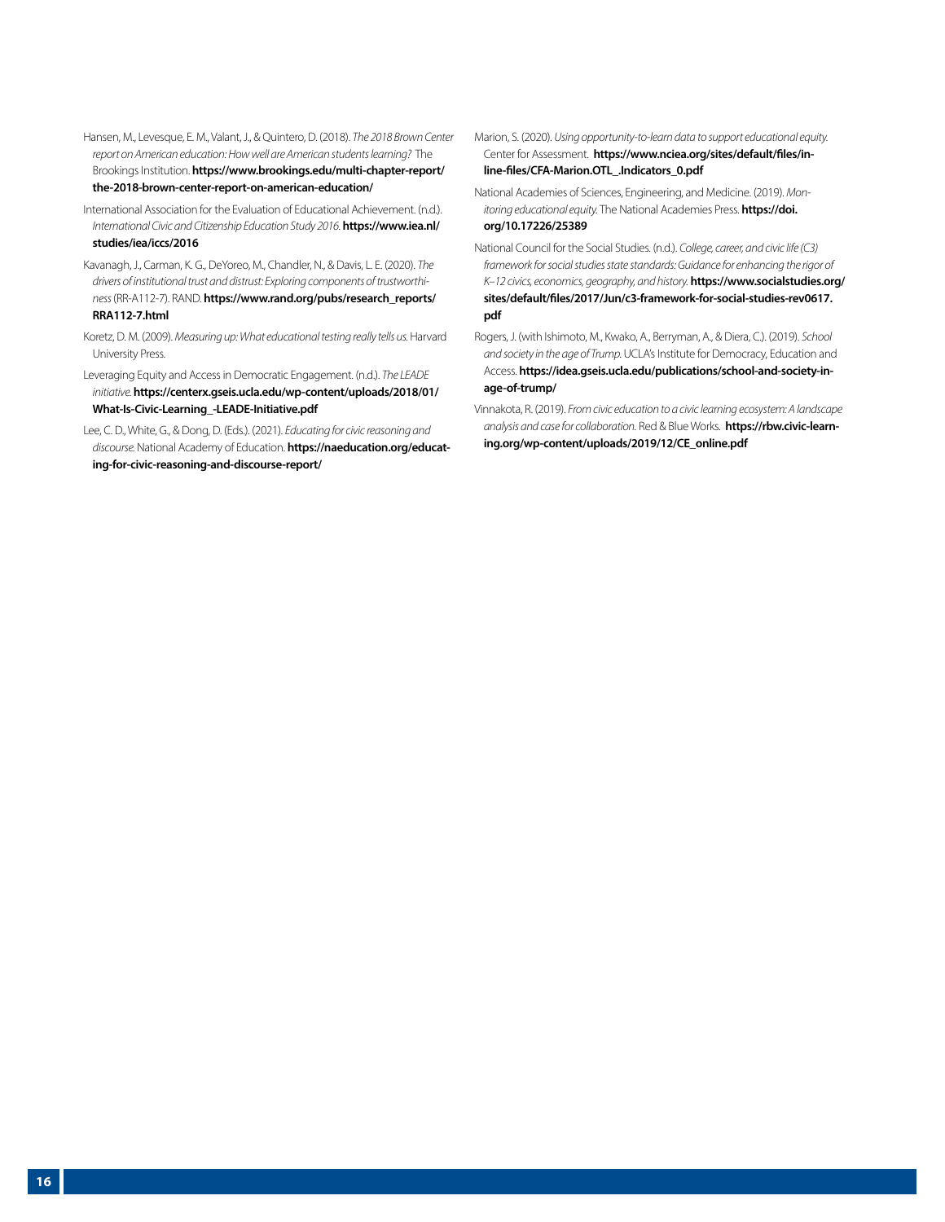Hansen, M., Levesque, E. M., Valant, J., & Quintero, D. (2018). *The 2018 Brown Center report on American education: How well are American students learning?* The Brookings Institution. **https://www.brookings.edu/multi-chapter-report/the-2018-brown-center-report-on-american-education/**

International Association for the Evaluation of Educational Achievement. (n.d.). *International Civic and Citizenship Education Study 2016.* **https://www.iea.nl/studies/iea/iccs/2016**

Kavanagh, J., Carman, K. G., DeYoreo, M., Chandler, N., & Davis, L. E. (2020). *The drivers of institutional trust and distrust: Exploring components of trustworthiness* (RR-A112-7). RAND. **https://www.rand.org/pubs/research_reports/RRA112-7.html**

Koretz, D. M. (2009). *Measuring up: What educational testing really tells us.* Harvard University Press.

Leveraging Equity and Access in Democratic Engagement. (n.d.). *The LEADE initiative.* **https://centerx.gseis.ucla.edu/wp-content/uploads/2018/01/What-Is-Civic-Learning_-LEADE-Initiative.pdf**

Lee, C. D., White, G., & Dong, D. (Eds.). (2021). *Educating for civic reasoning and discourse.* National Academy of Education. **https://naeducation.org/educating-for-civic-reasoning-and-discourse-report/**

Marion, S. (2020). *Using opportunity-to-learn data to support educational equity.* Center for Assessment. **https://www.nciea.org/sites/default/files/inline-files/CFA-Marion.OTL_.Indicators_0.pdf**

National Academies of Sciences, Engineering, and Medicine. (2019). *Monitoring educational equity.* The National Academies Press. **https://doi.org/10.17226/25389**

National Council for the Social Studies. (n.d.). *College, career, and civic life (C3) framework for social studies state standards: Guidance for enhancing the rigor of K–12 civics, economics, geography, and history.* **https://www.socialstudies.org/sites/default/files/2017/Jun/c3-framework-for-social-studies-rev0617.pdf**

Rogers, J. (with Ishimoto, M., Kwako, A., Berryman, A., & Diera, C.). (2019). *School and society in the age of Trump.* UCLA's Institute for Democracy, Education and Access. **https://idea.gseis.ucla.edu/publications/school-and-society-in-age-of-trump/**

Vinnakota, R. (2019). *From civic education to a civic learning ecosystem: A landscape analysis and case for collaboration.* Red & Blue Works. **https://rbw.civic-learning.org/wp-content/uploads/2019/12/CE_online.pdf**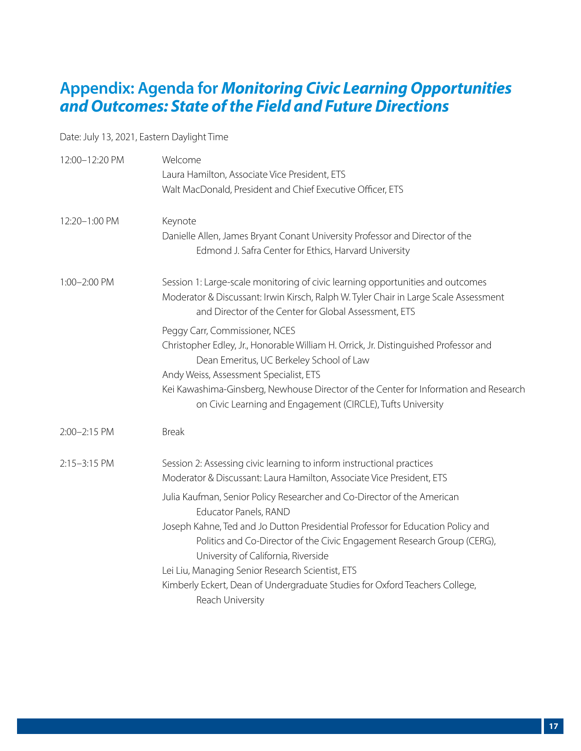## Appendix: Agenda for *Monitoring Civic Learning Opportunities and Outcomes: State of the Field and Future Directions*

Date: July 13, 2021, Eastern Daylight Time

| | |
|---|---|
| 12:00–12:20 PM | Welcome<br>Laura Hamilton, Associate Vice President, ETS<br>Walt MacDonald, President and Chief Executive Officer, ETS |
| 12:20–1:00 PM | Keynote<br>Danielle Allen, James Bryant Conant University Professor and Director of the Edmond J. Safra Center for Ethics, Harvard University |
| 1:00–2:00 PM | Session 1: Large-scale monitoring of civic learning opportunities and outcomes<br>Moderator & Discussant: Irwin Kirsch, Ralph W. Tyler Chair in Large Scale Assessment and Director of the Center for Global Assessment, ETS<br><br>Peggy Carr, Commissioner, NCES<br>Christopher Edley, Jr., Honorable William H. Orrick, Jr. Distinguished Professor and Dean Emeritus, UC Berkeley School of Law<br>Andy Weiss, Assessment Specialist, ETS<br>Kei Kawashima-Ginsberg, Newhouse Director of the Center for Information and Research on Civic Learning and Engagement (CIRCLE), Tufts University |
| 2:00–2:15 PM | Break |
| 2:15–3:15 PM | Session 2: Assessing civic learning to inform instructional practices<br>Moderator & Discussant: Laura Hamilton, Associate Vice President, ETS<br><br>Julia Kaufman, Senior Policy Researcher and Co-Director of the American Educator Panels, RAND<br>Joseph Kahne, Ted and Jo Dutton Presidential Professor for Education Policy and Politics and Co-Director of the Civic Engagement Research Group (CERG), University of California, Riverside<br>Lei Liu, Managing Senior Research Scientist, ETS<br>Kimberly Eckert, Dean of Undergraduate Studies for Oxford Teachers College, Reach University |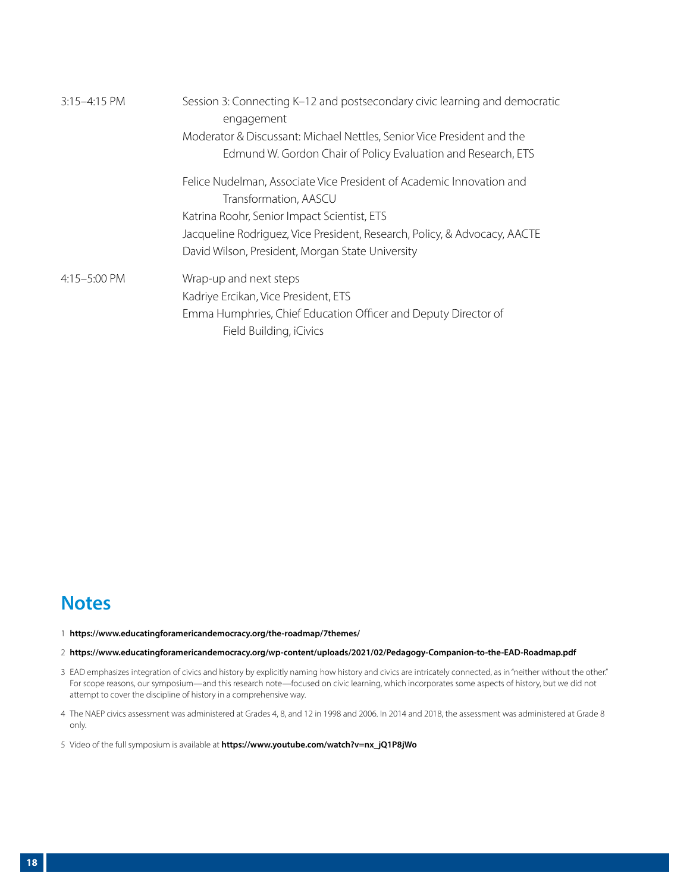| | |
|---|---|
| 3:15–4:15 PM | Session 3: Connecting K–12 and postsecondary civic learning and democratic engagement<br>Moderator & Discussant: Michael Nettles, Senior Vice President and the Edmund W. Gordon Chair of Policy Evaluation and Research, ETS<br><br>Felice Nudelman, Associate Vice President of Academic Innovation and Transformation, AASCU<br>Katrina Roohr, Senior Impact Scientist, ETS<br>Jacqueline Rodriguez, Vice President, Research, Policy, & Advocacy, AACTE<br>David Wilson, President, Morgan State University |
| 4:15–5:00 PM | Wrap-up and next steps<br>Kadriye Ercikan, Vice President, ETS<br>Emma Humphries, Chief Education Officer and Deputy Director of Field Building, iCivics |

## Notes

1 **https://www.educatingforamericandemocracy.org/the-roadmap/7themes/**

2 **https://www.educatingforamericandemocracy.org/wp-content/uploads/2021/02/Pedagogy-Companion-to-the-EAD-Roadmap.pdf**

3 EAD emphasizes integration of civics and history by explicitly naming how history and civics are intricately connected, as in "neither without the other." For scope reasons, our symposium—and this research note—focused on civic learning, which incorporates some aspects of history, but we did not attempt to cover the discipline of history in a comprehensive way.

4 The NAEP civics assessment was administered at Grades 4, 8, and 12 in 1998 and 2006. In 2014 and 2018, the assessment was administered at Grade 8 only.

5 Video of the full symposium is available at **https://www.youtube.com/watch?v=nx_jQ1P8jWo**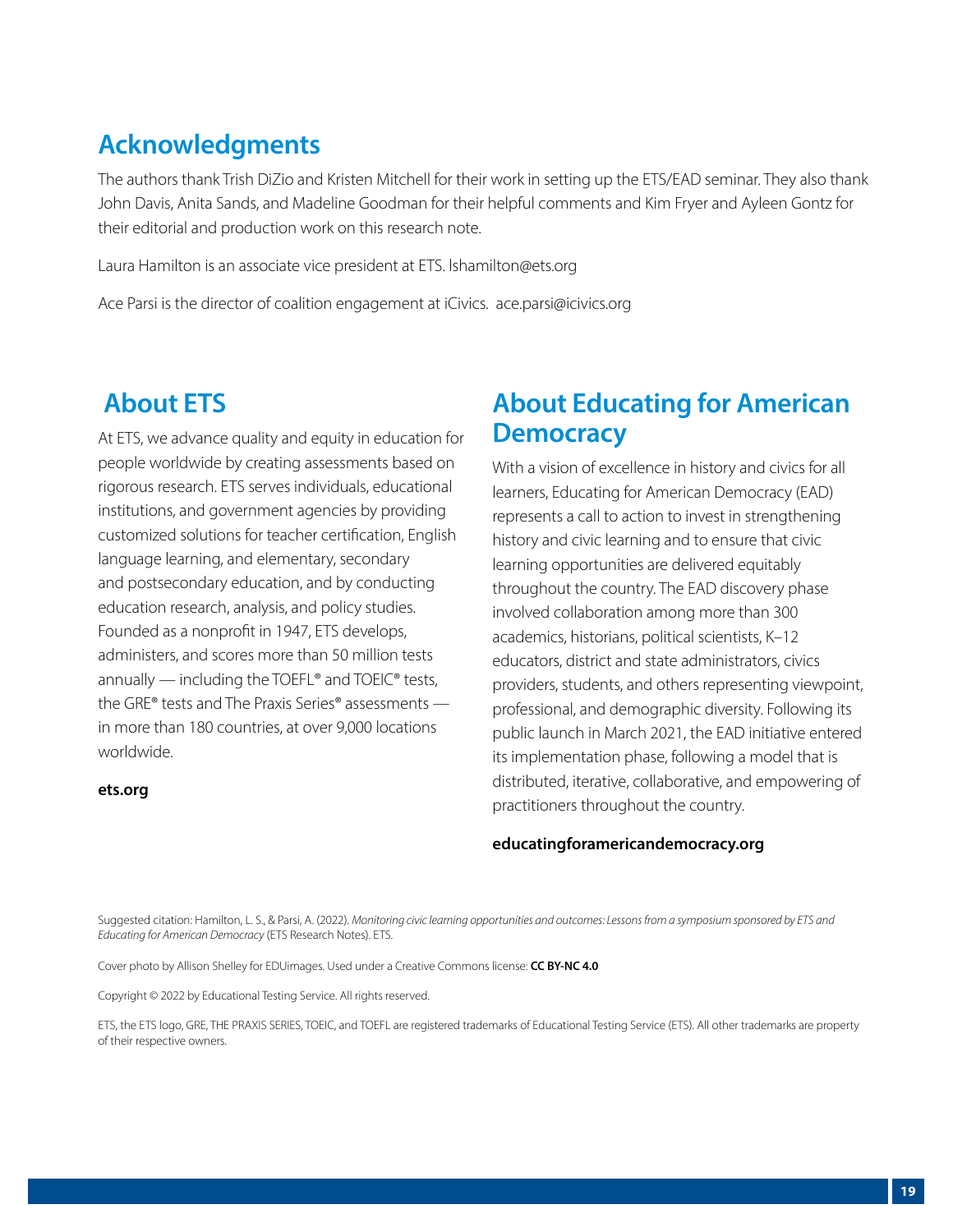## Acknowledgments

The authors thank Trish DiZio and Kristen Mitchell for their work in setting up the ETS/EAD seminar. They also thank John Davis, Anita Sands, and Madeline Goodman for their helpful comments and Kim Fryer and Ayleen Gontz for their editorial and production work on this research note.

Laura Hamilton is an associate vice president at ETS. lshamilton@ets.org

Ace Parsi is the director of coalition engagement at iCivics. ace.parsi@icivics.org

## About ETS

At ETS, we advance quality and equity in education for people worldwide by creating assessments based on rigorous research. ETS serves individuals, educational institutions, and government agencies by providing customized solutions for teacher certification, English language learning, and elementary, secondary and postsecondary education, and by conducting education research, analysis, and policy studies. Founded as a nonprofit in 1947, ETS develops, administers, and scores more than 50 million tests annually — including the TOEFL® and TOEIC® tests, the GRE® tests and The Praxis Series® assessments — in more than 180 countries, at over 9,000 locations worldwide.

**ets.org**

## About Educating for American Democracy

With a vision of excellence in history and civics for all learners, Educating for American Democracy (EAD) represents a call to action to invest in strengthening history and civic learning and to ensure that civic learning opportunities are delivered equitably throughout the country. The EAD discovery phase involved collaboration among more than 300 academics, historians, political scientists, K–12 educators, district and state administrators, civics providers, students, and others representing viewpoint, professional, and demographic diversity. Following its public launch in March 2021, the EAD initiative entered its implementation phase, following a model that is distributed, iterative, collaborative, and empowering of practitioners throughout the country.

**educatingforamericandemocracy.org**

Suggested citation: Hamilton, L. S., & Parsi, A. (2022). *Monitoring civic learning opportunities and outcomes: Lessons from a symposium sponsored by ETS and Educating for American Democracy* (ETS Research Notes). ETS.

Cover photo by Allison Shelley for EDUimages. Used under a Creative Commons license: **CC BY-NC 4.0**

Copyright © 2022 by Educational Testing Service. All rights reserved.

ETS, the ETS logo, GRE, THE PRAXIS SERIES, TOEIC, and TOEFL are registered trademarks of Educational Testing Service (ETS). All other trademarks are property of their respective owners.